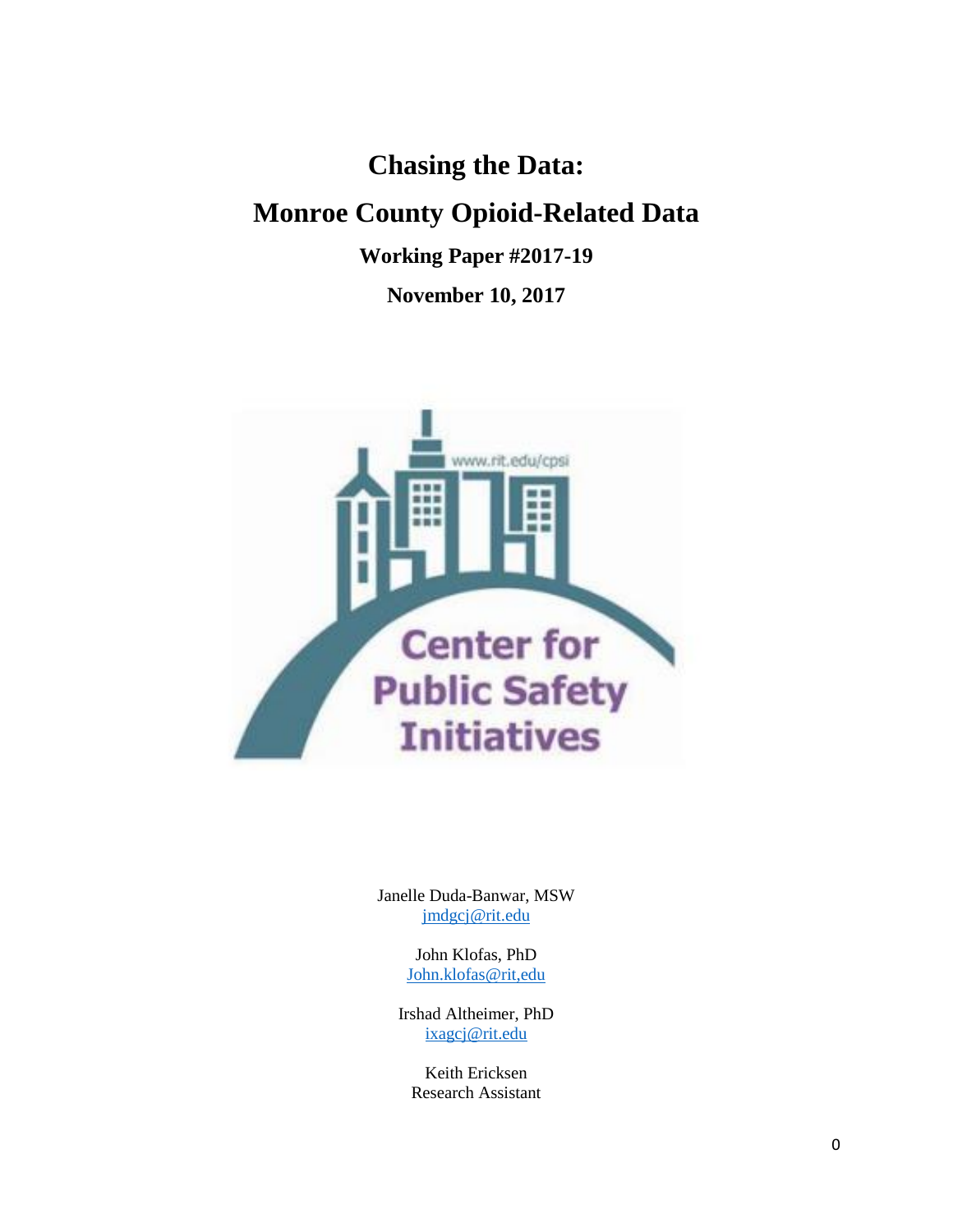# Chasing the Data:

# Monroe County Opioid-Related Data

**Working Paper #2017-19**

**November 10, 2017**

Center for Public Safety Initiatives

www.rit.edu/cpsi

Janelle Duda-Banwar, MSW
jmdgcj@rit.edu

John Klofas, PhD
John.klofas@rit,edu

Irshad Altheimer, PhD
ixagcj@rit.edu

Keith Ericksen
Research Assistant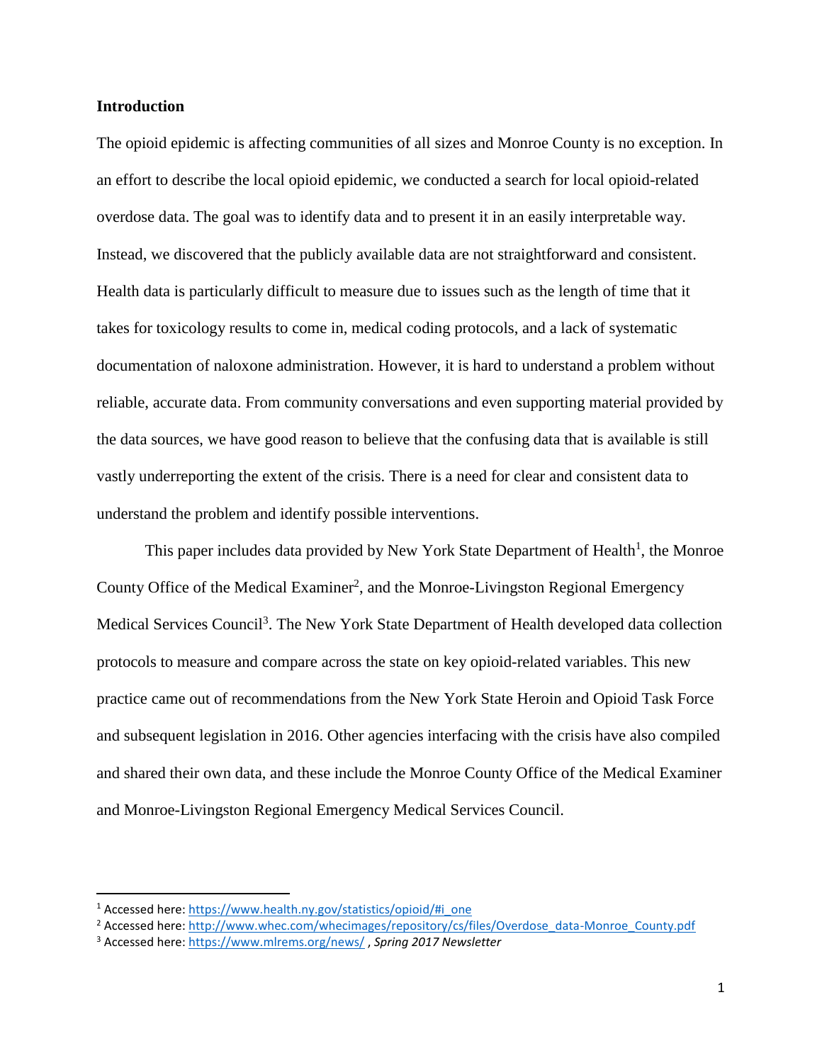## Introduction

The opioid epidemic is affecting communities of all sizes and Monroe County is no exception. In an effort to describe the local opioid epidemic, we conducted a search for local opioid-related overdose data. The goal was to identify data and to present it in an easily interpretable way. Instead, we discovered that the publicly available data are not straightforward and consistent. Health data is particularly difficult to measure due to issues such as the length of time that it takes for toxicology results to come in, medical coding protocols, and a lack of systematic documentation of naloxone administration. However, it is hard to understand a problem without reliable, accurate data. From community conversations and even supporting material provided by the data sources, we have good reason to believe that the confusing data that is available is still vastly underreporting the extent of the crisis. There is a need for clear and consistent data to understand the problem and identify possible interventions.

This paper includes data provided by New York State Department of Health[1], the Monroe County Office of the Medical Examiner[2], and the Monroe-Livingston Regional Emergency Medical Services Council[3]. The New York State Department of Health developed data collection protocols to measure and compare across the state on key opioid-related variables. This new practice came out of recommendations from the New York State Heroin and Opioid Task Force and subsequent legislation in 2016. Other agencies interfacing with the crisis have also compiled and shared their own data, and these include the Monroe County Office of the Medical Examiner and Monroe-Livingston Regional Emergency Medical Services Council.

---

[1] Accessed here: https://www.health.ny.gov/statistics/opioid/#i_one

[2] Accessed here: http://www.whec.com/whecimages/repository/cs/files/Overdose_data-Monroe_County.pdf

[3] Accessed here: https://www.mlrems.org/news/ , *Spring 2017 Newsletter*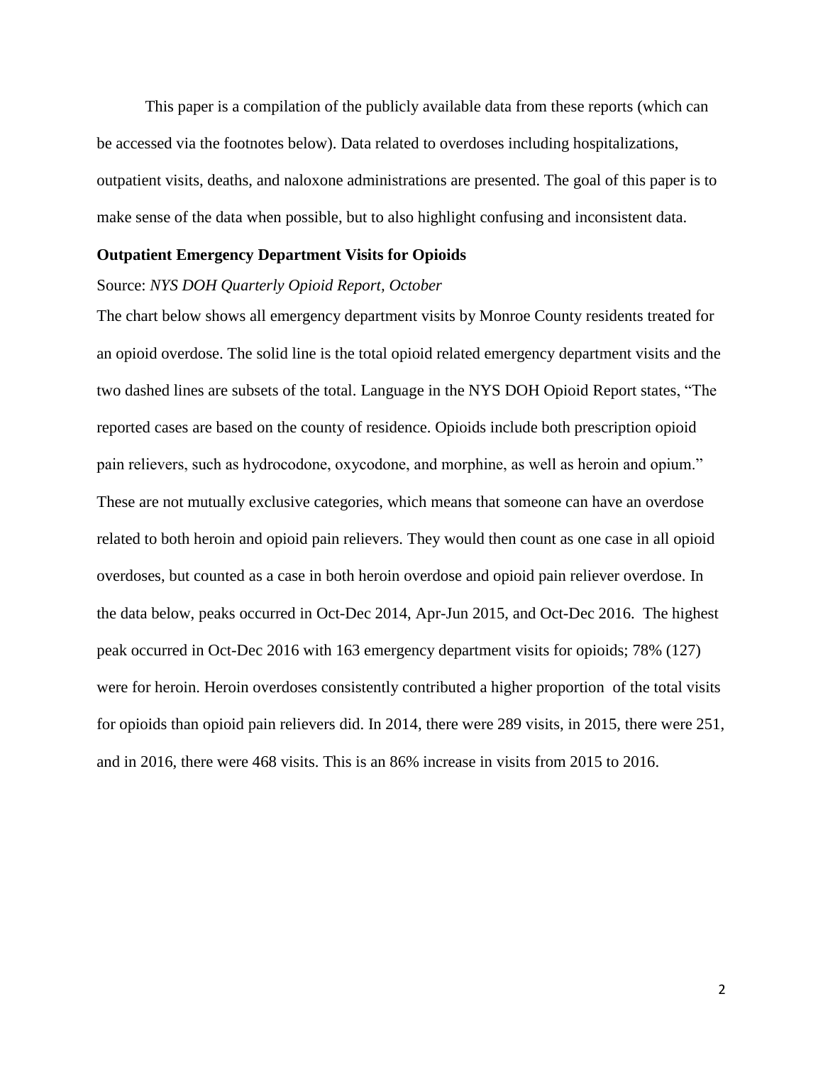This paper is a compilation of the publicly available data from these reports (which can be accessed via the footnotes below). Data related to overdoses including hospitalizations, outpatient visits, deaths, and naloxone administrations are presented. The goal of this paper is to make sense of the data when possible, but to also highlight confusing and inconsistent data.

**Outpatient Emergency Department Visits for Opioids**

Source: *NYS DOH Quarterly Opioid Report, October*

The chart below shows all emergency department visits by Monroe County residents treated for an opioid overdose. The solid line is the total opioid related emergency department visits and the two dashed lines are subsets of the total. Language in the NYS DOH Opioid Report states, "The reported cases are based on the county of residence. Opioids include both prescription opioid pain relievers, such as hydrocodone, oxycodone, and morphine, as well as heroin and opium." These are not mutually exclusive categories, which means that someone can have an overdose related to both heroin and opioid pain relievers. They would then count as one case in all opioid overdoses, but counted as a case in both heroin overdose and opioid pain reliever overdose. In the data below, peaks occurred in Oct-Dec 2014, Apr-Jun 2015, and Oct-Dec 2016. The highest peak occurred in Oct-Dec 2016 with 163 emergency department visits for opioids; 78% (127) were for heroin. Heroin overdoses consistently contributed a higher proportion of the total visits for opioids than opioid pain relievers did. In 2014, there were 289 visits, in 2015, there were 251, and in 2016, there were 468 visits. This is an 86% increase in visits from 2015 to 2016.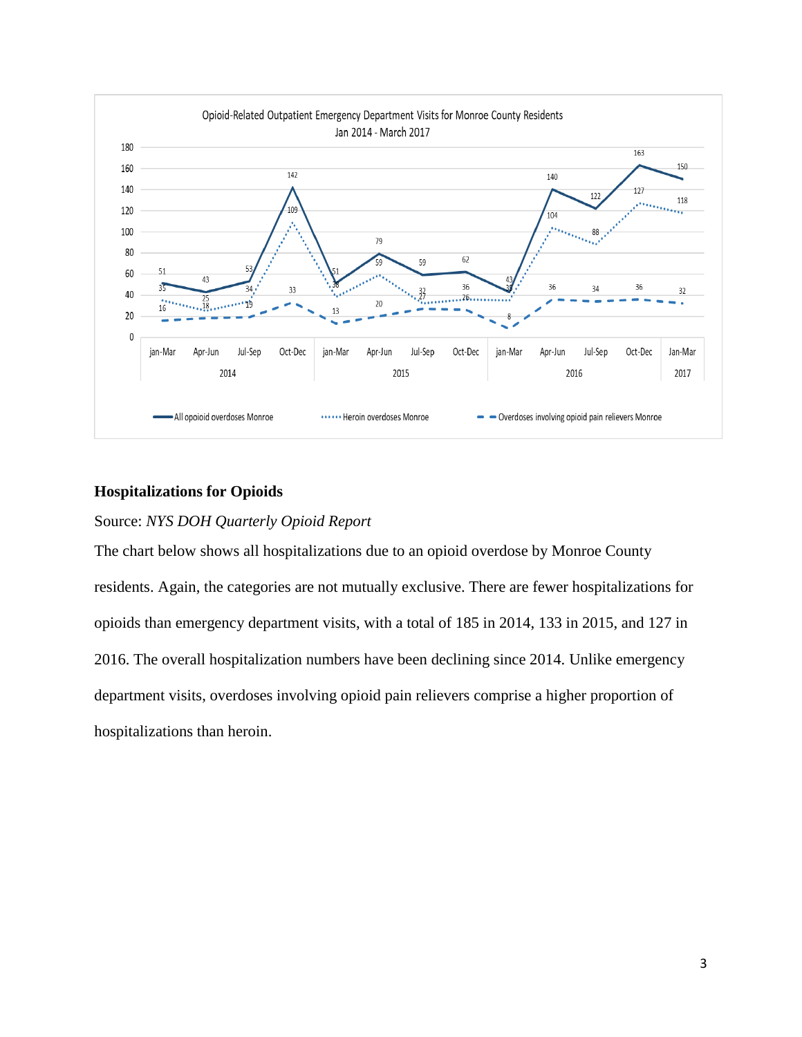Opioid-Related Outpatient Emergency Department Visits for Monroe County Residents
Jan 2014 - March 2017

### Hospitalizations for Opioids

Source: *NYS DOH Quarterly Opioid Report*

The chart below shows all hospitalizations due to an opioid overdose by Monroe County residents. Again, the categories are not mutually exclusive. There are fewer hospitalizations for opioids than emergency department visits, with a total of 185 in 2014, 133 in 2015, and 127 in 2016. The overall hospitalization numbers have been declining since 2014. Unlike emergency department visits, overdoses involving opioid pain relievers comprise a higher proportion of hospitalizations than heroin.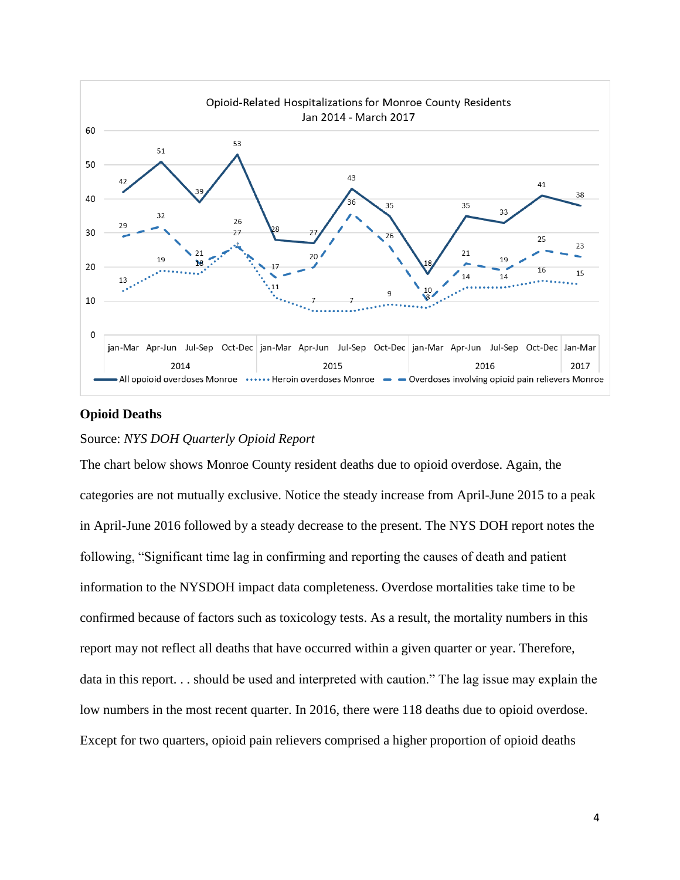Opioid-Related Hospitalizations for Monroe County Residents
Jan 2014 - March 2017

| Year | Quarter | All opoioid overdoses Monroe | Heroin overdoses Monroe | Overdoses involving opioid pain relievers Monroe |
|---|---|---|---|---|
| 2014 | jan-Mar | 42 | 13 | 29 |
| 2014 | Apr-Jun | 51 | 19 | 32 |
| 2014 | Jul-Sep | 39 | 18 | 21 |
| 2014 | Oct-Dec | 53 | 27 | 26 |
| 2015 | jan-Mar | 28 | 11 | 17 |
| 2015 | Apr-Jun | 27 | 7 | 20 |
| 2015 | Jul-Sep | 43 | 7 | 36 |
| 2015 | Oct-Dec | 35 | 9 | 26 |
| 2016 | jan-Mar | 18 | 8 | 10 |
| 2016 | Apr-Jun | 35 | 14 | 21 |
| 2016 | Jul-Sep | 33 | 14 | 19 |
| 2016 | Oct-Dec | 41 | 16 | 25 |
| 2017 | Jan-Mar | 38 | 15 | 23 |

### Opioid Deaths

Source: *NYS DOH Quarterly Opioid Report*

The chart below shows Monroe County resident deaths due to opioid overdose. Again, the categories are not mutually exclusive. Notice the steady increase from April-June 2015 to a peak in April-June 2016 followed by a steady decrease to the present. The NYS DOH report notes the following, "Significant time lag in confirming and reporting the causes of death and patient information to the NYSDOH impact data completeness. Overdose mortalities take time to be confirmed because of factors such as toxicology tests. As a result, the mortality numbers in this report may not reflect all deaths that have occurred within a given quarter or year. Therefore, data in this report. . . should be used and interpreted with caution." The lag issue may explain the low numbers in the most recent quarter. In 2016, there were 118 deaths due to opioid overdose. Except for two quarters, opioid pain relievers comprised a higher proportion of opioid deaths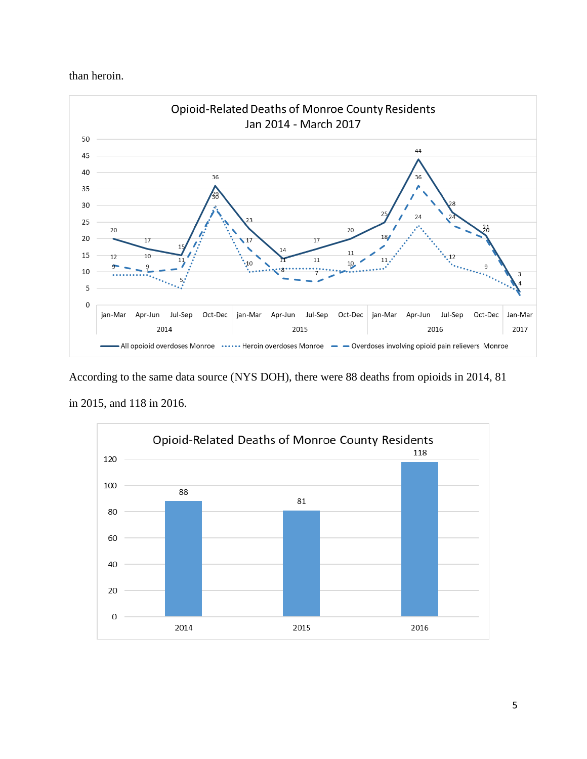than heroin.

**Opioid-Related Deaths of Monroe County Residents Jan 2014 - March 2017**

| Year | Quarter | All opoioid overdoses Monroe | Heroin overdoses Monroe | Overdoses involving opioid pain relievers Monroe |
|---|---|---|---|---|
| 2014 | jan-Mar | 20 | 9 | 12 |
| | Apr-Jun | 17 | 9 | 10 |
| | Jul-Sep | 15 | 5 | 11 |
| | Oct-Dec | 36 | 30 | 29 |
| 2015 | jan-Mar | 23 | 10 | 17 |
| | Apr-Jun | 14 | 11 | 8 |
| | Jul-Sep | 17 | 11 | 7 |
| | Oct-Dec | 20 | 10 | 11 |
| 2016 | jan-Mar | 25 | 11 | 18 |
| | Apr-Jun | 44 | 24 | 36 |
| | Jul-Sep | 28 | 12 | 24 |
| | Oct-Dec | 21 | 9 | 20 |
| 2017 | Jan-Mar | 4 | 3 | 4 |

According to the same data source (NYS DOH), there were 88 deaths from opioids in 2014, 81 in 2015, and 118 in 2016.

**Opioid-Related Deaths of Monroe County Residents**

| Year | Deaths |
|---|---|
| 2014 | 88 |
| 2015 | 81 |
| 2016 | 118 |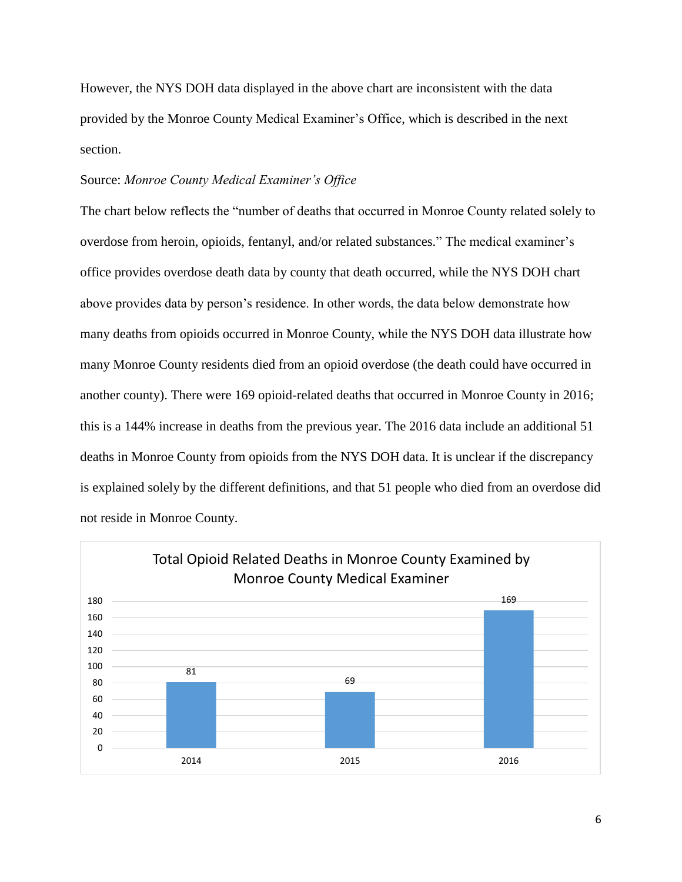However, the NYS DOH data displayed in the above chart are inconsistent with the data provided by the Monroe County Medical Examiner's Office, which is described in the next section.

Source: *Monroe County Medical Examiner's Office*

The chart below reflects the "number of deaths that occurred in Monroe County related solely to overdose from heroin, opioids, fentanyl, and/or related substances." The medical examiner's office provides overdose death data by county that death occurred, while the NYS DOH chart above provides data by person's residence. In other words, the data below demonstrate how many deaths from opioids occurred in Monroe County, while the NYS DOH data illustrate how many Monroe County residents died from an opioid overdose (the death could have occurred in another county). There were 169 opioid-related deaths that occurred in Monroe County in 2016; this is a 144% increase in deaths from the previous year. The 2016 data include an additional 51 deaths in Monroe County from opioids from the NYS DOH data. It is unclear if the discrepancy is explained solely by the different definitions, and that 51 people who died from an overdose did not reside in Monroe County.

**Total Opioid Related Deaths in Monroe County Examined by Monroe County Medical Examiner**

| Year | Deaths |
|---|---|
| 2014 | 81 |
| 2015 | 69 |
| 2016 | 169 |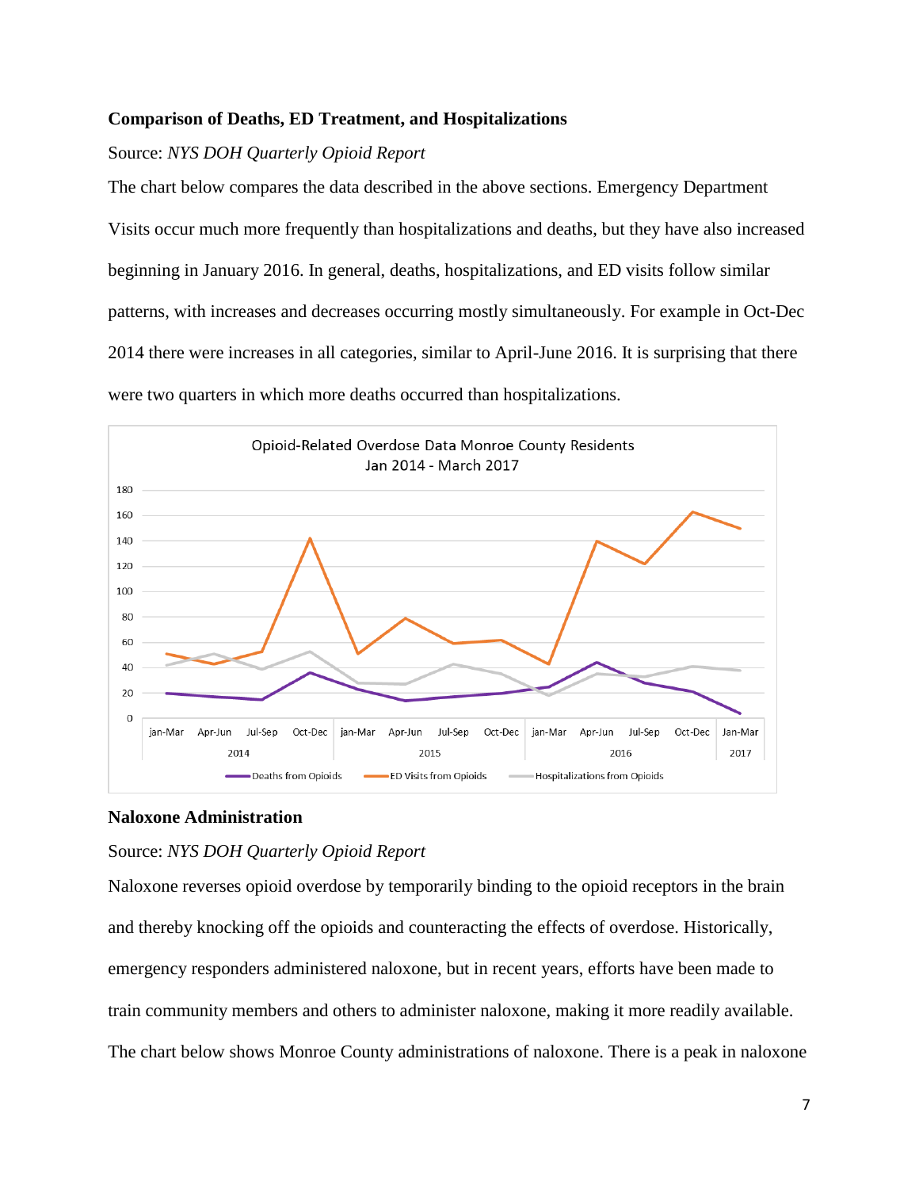**Comparison of Deaths, ED Treatment, and Hospitalizations**

Source: *NYS DOH Quarterly Opioid Report*

The chart below compares the data described in the above sections. Emergency Department Visits occur much more frequently than hospitalizations and deaths, but they have also increased beginning in January 2016. In general, deaths, hospitalizations, and ED visits follow similar patterns, with increases and decreases occurring mostly simultaneously. For example in Oct-Dec 2014 there were increases in all categories, similar to April-June 2016. It is surprising that there were two quarters in which more deaths occurred than hospitalizations.

Opioid-Related Overdose Data Monroe County Residents
Jan 2014 - March 2017

**Naloxone Administration**

Source: *NYS DOH Quarterly Opioid Report*

Naloxone reverses opioid overdose by temporarily binding to the opioid receptors in the brain and thereby knocking off the opioids and counteracting the effects of overdose. Historically, emergency responders administered naloxone, but in recent years, efforts have been made to train community members and others to administer naloxone, making it more readily available. The chart below shows Monroe County administrations of naloxone. There is a peak in naloxone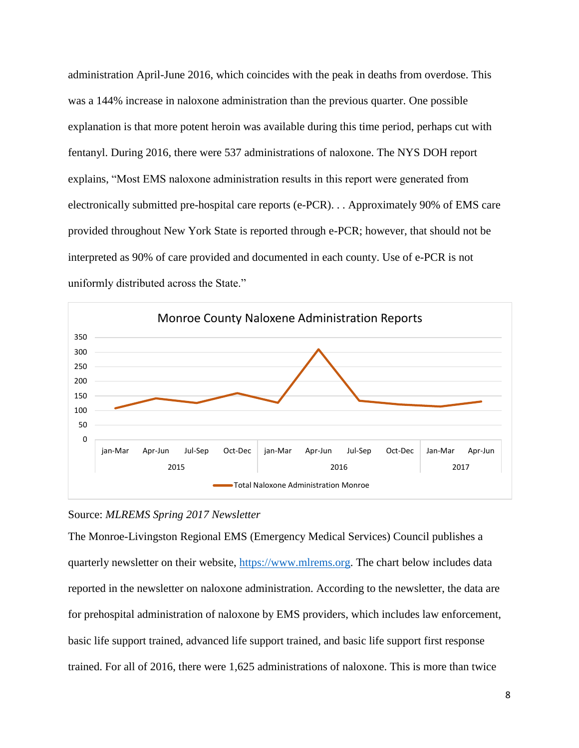administration April-June 2016, which coincides with the peak in deaths from overdose. This was a 144% increase in naloxone administration than the previous quarter. One possible explanation is that more potent heroin was available during this time period, perhaps cut with fentanyl. During 2016, there were 537 administrations of naloxone. The NYS DOH report explains, "Most EMS naloxone administration results in this report were generated from electronically submitted pre-hospital care reports (e-PCR). . . Approximately 90% of EMS care provided throughout New York State is reported through e-PCR; however, that should not be interpreted as 90% of care provided and documented in each county. Use of e-PCR is not uniformly distributed across the State."

Source: *MLREMS Spring 2017 Newsletter*

The Monroe-Livingston Regional EMS (Emergency Medical Services) Council publishes a quarterly newsletter on their website, https://www.mlrems.org. The chart below includes data reported in the newsletter on naloxone administration. According to the newsletter, the data are for prehospital administration of naloxone by EMS providers, which includes law enforcement, basic life support trained, advanced life support trained, and basic life support first response trained. For all of 2016, there were 1,625 administrations of naloxone. This is more than twice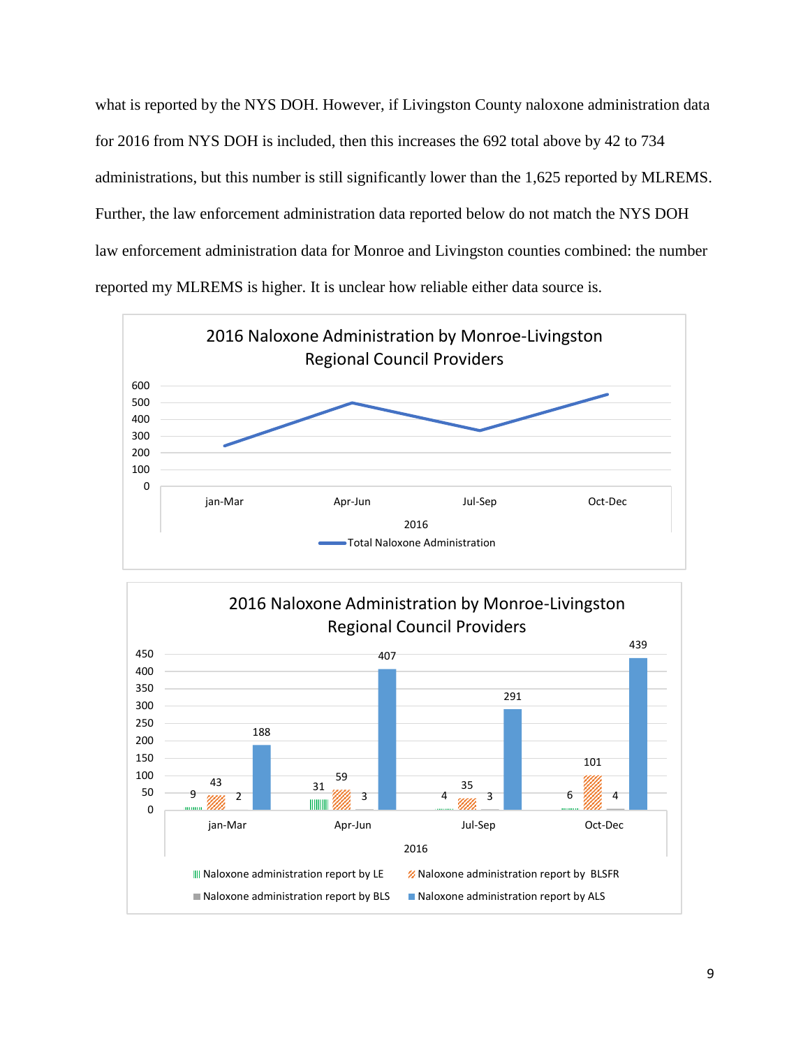what is reported by the NYS DOH. However, if Livingston County naloxone administration data for 2016 from NYS DOH is included, then this increases the 692 total above by 42 to 734 administrations, but this number is still significantly lower than the 1,625 reported by MLREMS. Further, the law enforcement administration data reported below do not match the NYS DOH law enforcement administration data for Monroe and Livingston counties combined: the number reported my MLREMS is higher. It is unclear how reliable either data source is.

**2016 Naloxone Administration by Monroe-Livingston Regional Council Providers**

(Line chart: Total Naloxone Administration, 2016, by quarter: jan-Mar, Apr-Jun, Jul-Sep, Oct-Dec)

**2016 Naloxone Administration by Monroe-Livingston Regional Council Providers**

| 2016 | Naloxone administration report by LE | Naloxone administration report by BLSFR | Naloxone administration report by BLS | Naloxone administration report by ALS |
|---|---|---|---|---|
| jan-Mar | 9 | 43 | 2 | 188 |
| Apr-Jun | 31 | 59 | 3 | 407 |
| Jul-Sep | 4 | 35 | 3 | 291 |
| Oct-Dec | 6 | 101 | 4 | 439 |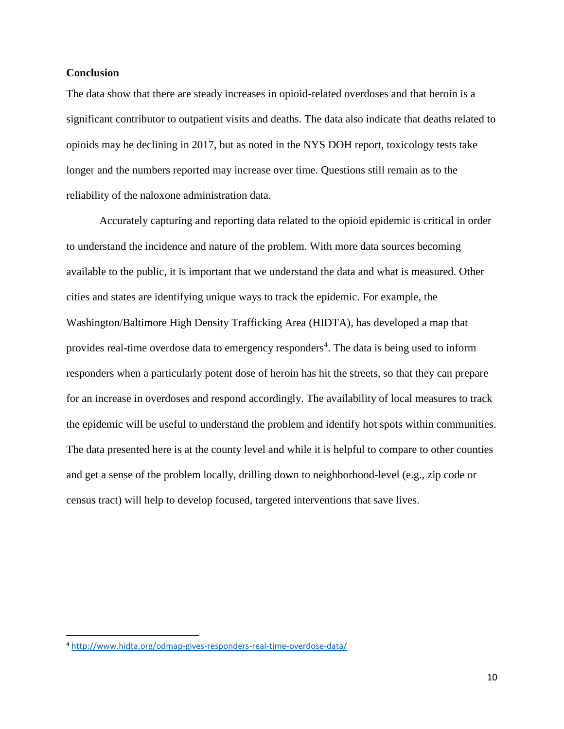## Conclusion

The data show that there are steady increases in opioid-related overdoses and that heroin is a significant contributor to outpatient visits and deaths. The data also indicate that deaths related to opioids may be declining in 2017, but as noted in the NYS DOH report, toxicology tests take longer and the numbers reported may increase over time. Questions still remain as to the reliability of the naloxone administration data.

Accurately capturing and reporting data related to the opioid epidemic is critical in order to understand the incidence and nature of the problem. With more data sources becoming available to the public, it is important that we understand the data and what is measured. Other cities and states are identifying unique ways to track the epidemic. For example, the Washington/Baltimore High Density Trafficking Area (HIDTA), has developed a map that provides real-time overdose data to emergency responders[4]. The data is being used to inform responders when a particularly potent dose of heroin has hit the streets, so that they can prepare for an increase in overdoses and respond accordingly. The availability of local measures to track the epidemic will be useful to understand the problem and identify hot spots within communities. The data presented here is at the county level and while it is helpful to compare to other counties and get a sense of the problem locally, drilling down to neighborhood-level (e.g., zip code or census tract) will help to develop focused, targeted interventions that save lives.

[4] http://www.hidta.org/odmap-gives-responders-real-time-overdose-data/